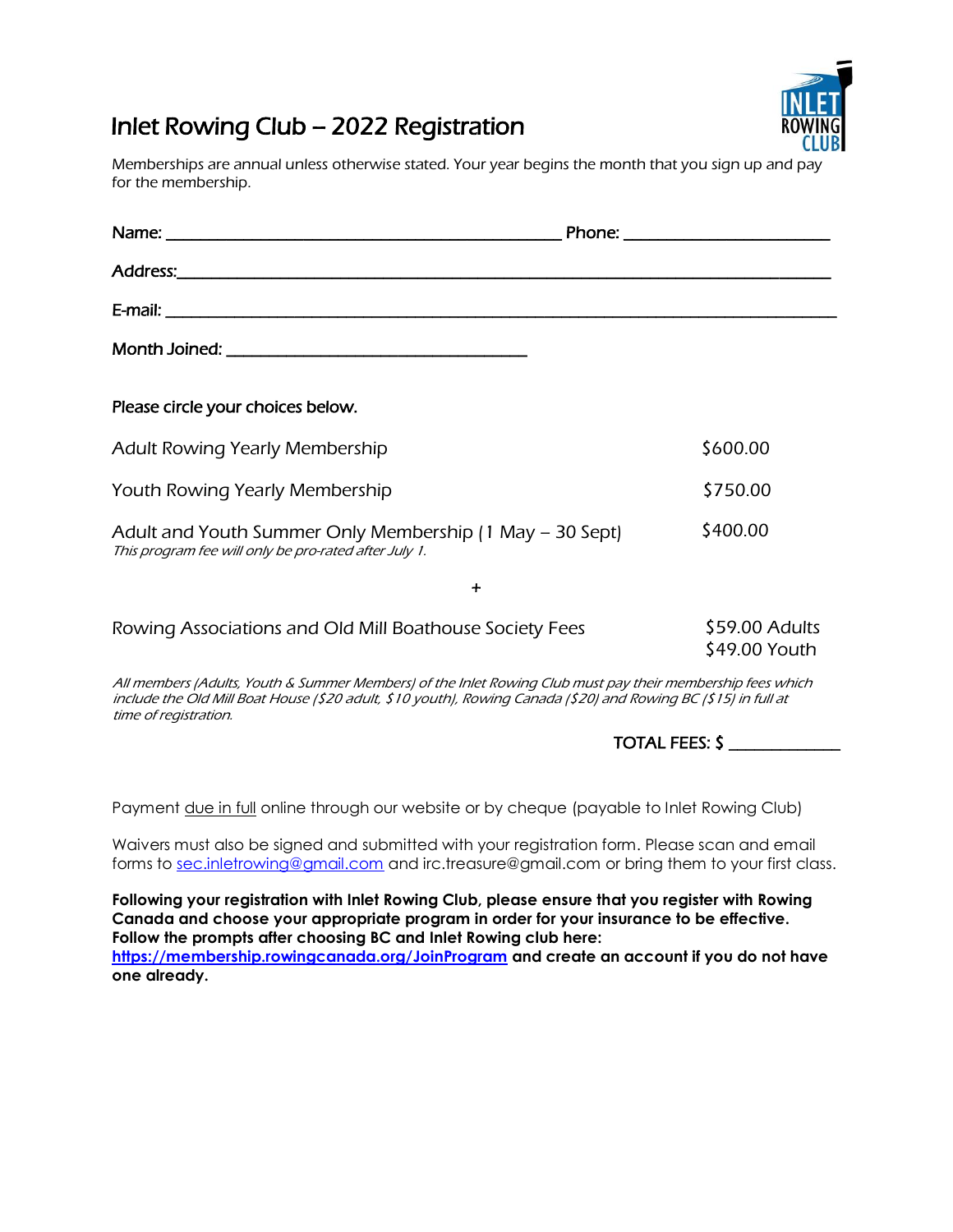# Inlet Rowing Club – 2022 Registration

Memberships are annual unless otherwise stated. Your year begins the month that you sign up and pay for the membership.

Name: ______________________________ Phone: ____________________

Address:________________________________________________________

E-mail: _________________________________________________________

Month Joined: _________________________

Please circle your choices below.

| | |
|---|---|
| Adult Rowing Yearly Membership | $600.00 |
| Youth Rowing Yearly Membership | $750.00 |
| Adult and Youth Summer Only Membership (1 May – 30 Sept) *This program fee will only be pro-rated after July 1.* | $400.00 |

+

| | |
|---|---|
| Rowing Associations and Old Mill Boathouse Society Fees | $59.00 Adults<br>$49.00 Youth |

*All members (Adults, Youth & Summer Members) of the Inlet Rowing Club must pay their membership fees which include the Old Mill Boat House ($20 adult, $10 youth), Rowing Canada ($20) and Rowing BC ($15) in full at time of registration.*

TOTAL FEES: $ ___________

Payment due in full online through our website or by cheque (payable to Inlet Rowing Club)

Waivers must also be signed and submitted with your registration form. Please scan and email forms to sec.inletrowing@gmail.com and irc.treasure@gmail.com or bring them to your first class.

**Following your registration with Inlet Rowing Club, please ensure that you register with Rowing Canada and choose your appropriate program in order for your insurance to be effective. Follow the prompts after choosing BC and Inlet Rowing club here: https://membership.rowingcanada.org/JoinProgram and create an account if you do not have one already.**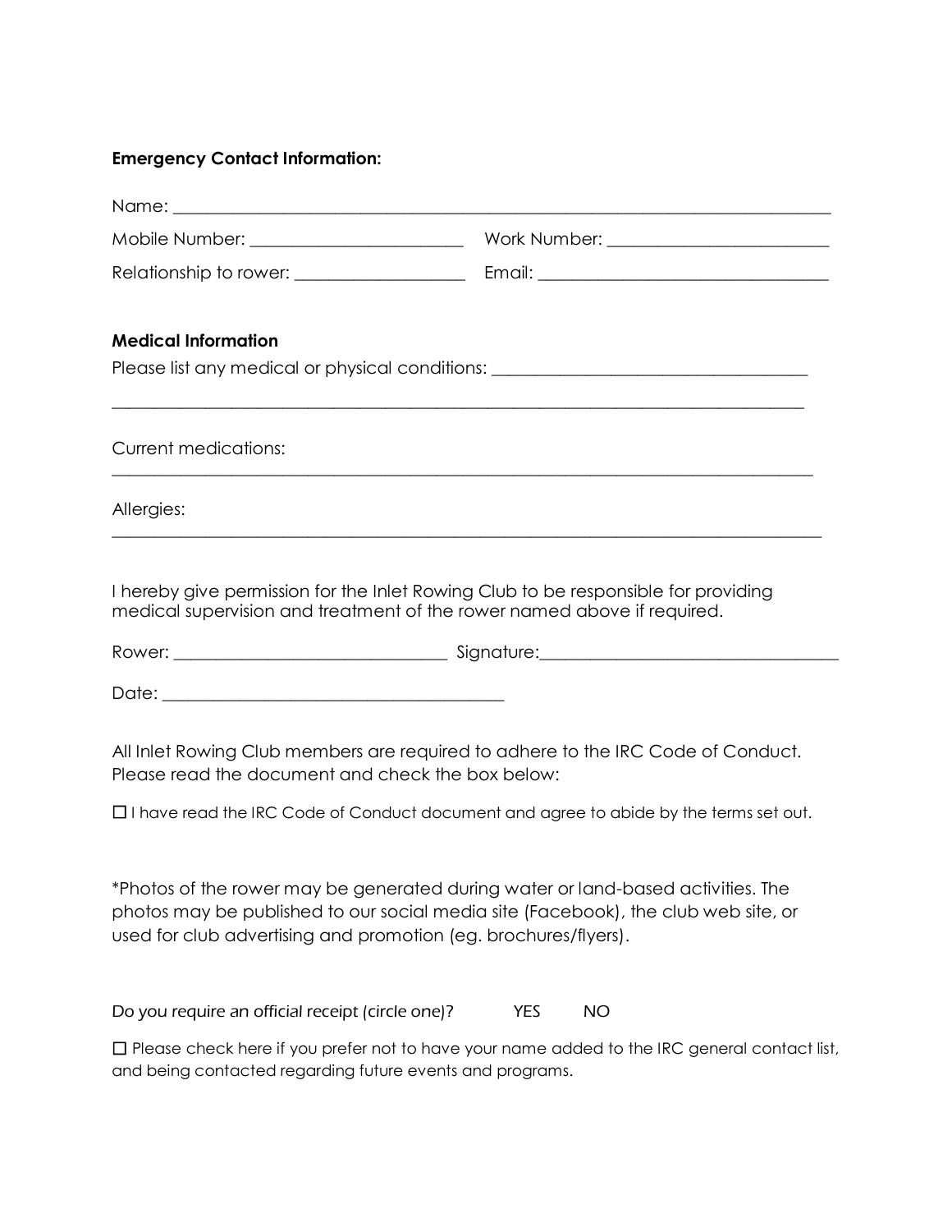**Emergency Contact Information:**

Name: ________________________________________________________________________________

Mobile Number: _________________________ Work Number: _________________________

Relationship to rower: ____________________ Email: __________________________________

**Medical Information**

Please list any medical or physical conditions: ____________________________________

________________________________________________________________________________

Current medications:

________________________________________________________________________________

Allergies:

________________________________________________________________________________

I hereby give permission for the Inlet Rowing Club to be responsible for providing medical supervision and treatment of the rower named above if required.

Rower: _________________________________ Signature:___________________________________

Date: ________________________________________

All Inlet Rowing Club members are required to adhere to the IRC Code of Conduct. Please read the document and check the box below:

☐ I have read the IRC Code of Conduct document and agree to abide by the terms set out.

*Photos of the rower may be generated during water or land-based activities. The photos may be published to our social media site (Facebook), the club web site, or used for club advertising and promotion (eg. brochures/flyers).

Do you require an official receipt (circle one)? YES NO

☐ Please check here if you prefer not to have your name added to the IRC general contact list, and being contacted regarding future events and programs.